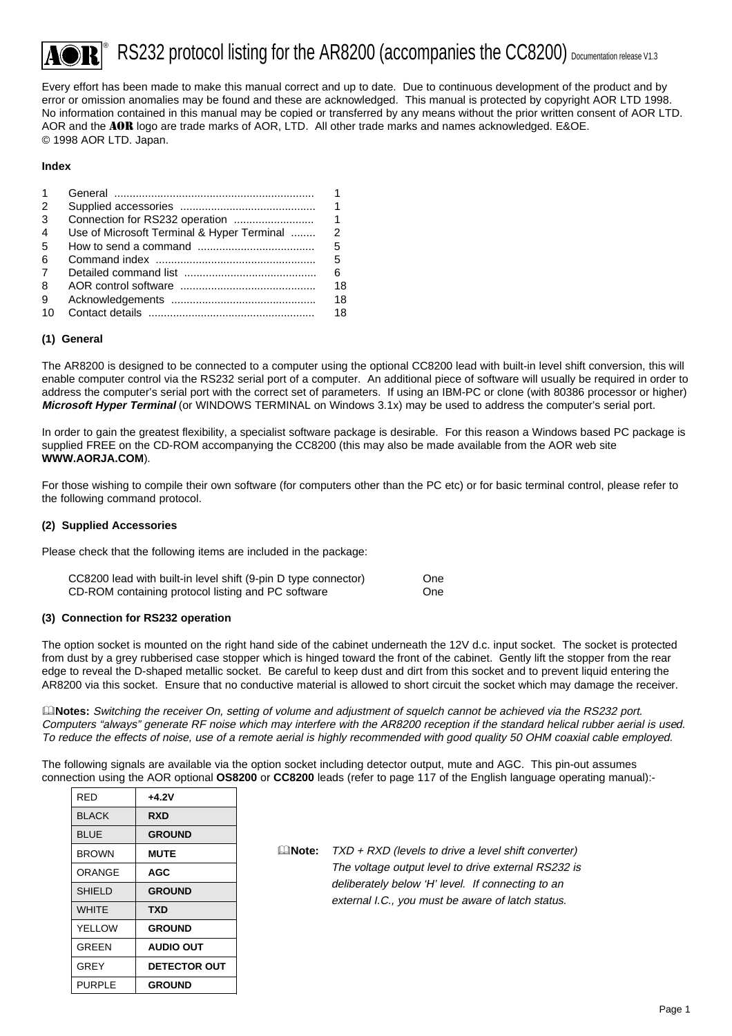# AOR® RS232 protocol listing for the AR8200 (accompanies the CC8200) Documentation release V1.3

Every effort has been made to make this manual correct and up to date. Due to continuous development of the product and by error or omission anomalies may be found and these are acknowledged. This manual is protected by copyright AOR LTD 1998. No information contained in this manual may be copied or transferred by any means without the prior written consent of AOR LTD. AOR and the **AOR** logo are trade marks of AOR, LTD. All other trade marks and names acknowledged. E&OE.
© 1998 AOR LTD. Japan.

**Index**

| | | |
|---|---|---|
| 1 | General | 1 |
| 2 | Supplied accessories | 1 |
| 3 | Connection for RS232 operation | 1 |
| 4 | Use of Microsoft Terminal & Hyper Terminal | 2 |
| 5 | How to send a command | 5 |
| 6 | Command index | 5 |
| 7 | Detailed command list | 6 |
| 8 | AOR control software | 18 |
| 9 | Acknowledgements | 18 |
| 10 | Contact details | 18 |

**(1) General**

The AR8200 is designed to be connected to a computer using the optional CC8200 lead with built-in level shift conversion, this will enable computer control via the RS232 serial port of a computer. An additional piece of software will usually be required in order to address the computer's serial port with the correct set of parameters. If using an IBM-PC or clone (with 80386 processor or higher) ***Microsoft Hyper Terminal*** (or WINDOWS TERMINAL on Windows 3.1x) may be used to address the computer's serial port.

In order to gain the greatest flexibility, a specialist software package is desirable. For this reason a Windows based PC package is supplied FREE on the CD-ROM accompanying the CC8200 (this may also be made available from the AOR web site **WWW.AORJA.COM**).

For those wishing to compile their own software (for computers other than the PC etc) or for basic terminal control, please refer to the following command protocol.

**(2) Supplied Accessories**

Please check that the following items are included in the package:

| | |
|---|---|
| CC8200 lead with built-in level shift (9-pin D type connector) | One |
| CD-ROM containing protocol listing and PC software | One |

**(3) Connection for RS232 operation**

The option socket is mounted on the right hand side of the cabinet underneath the 12V d.c. input socket. The socket is protected from dust by a grey rubberised case stopper which is hinged toward the front of the cabinet. Gently lift the stopper from the rear edge to reveal the D-shaped metallic socket. Be careful to keep dust and dirt from this socket and to prevent liquid entering the AR8200 via this socket. Ensure that no conductive material is allowed to short circuit the socket which may damage the receiver.

**Notes:** *Switching the receiver On, setting of volume and adjustment of squelch cannot be achieved via the RS232 port. Computers "always" generate RF noise which may interfere with the AR8200 reception if the standard helical rubber aerial is used. To reduce the effects of noise, use of a remote aerial is highly recommended with good quality 50 OHM coaxial cable employed.*

The following signals are available via the option socket including detector output, mute and AGC. This pin-out assumes connection using the AOR optional **OS8200** or **CC8200** leads (refer to page 117 of the English language operating manual):-

| | |
|---|---|
| RED | **+4.2V** |
| BLACK | **RXD** |
| BLUE | **GROUND** |
| BROWN | **MUTE** |
| ORANGE | **AGC** |
| SHIELD | **GROUND** |
| WHITE | **TXD** |
| YELLOW | **GROUND** |
| GREEN | **AUDIO OUT** |
| GREY | **DETECTOR OUT** |
| PURPLE | **GROUND** |

**Note:** *TXD + RXD (levels to drive a level shift converter) The voltage output level to drive external RS232 is deliberately below 'H' level. If connecting to an external I.C., you must be aware of latch status.*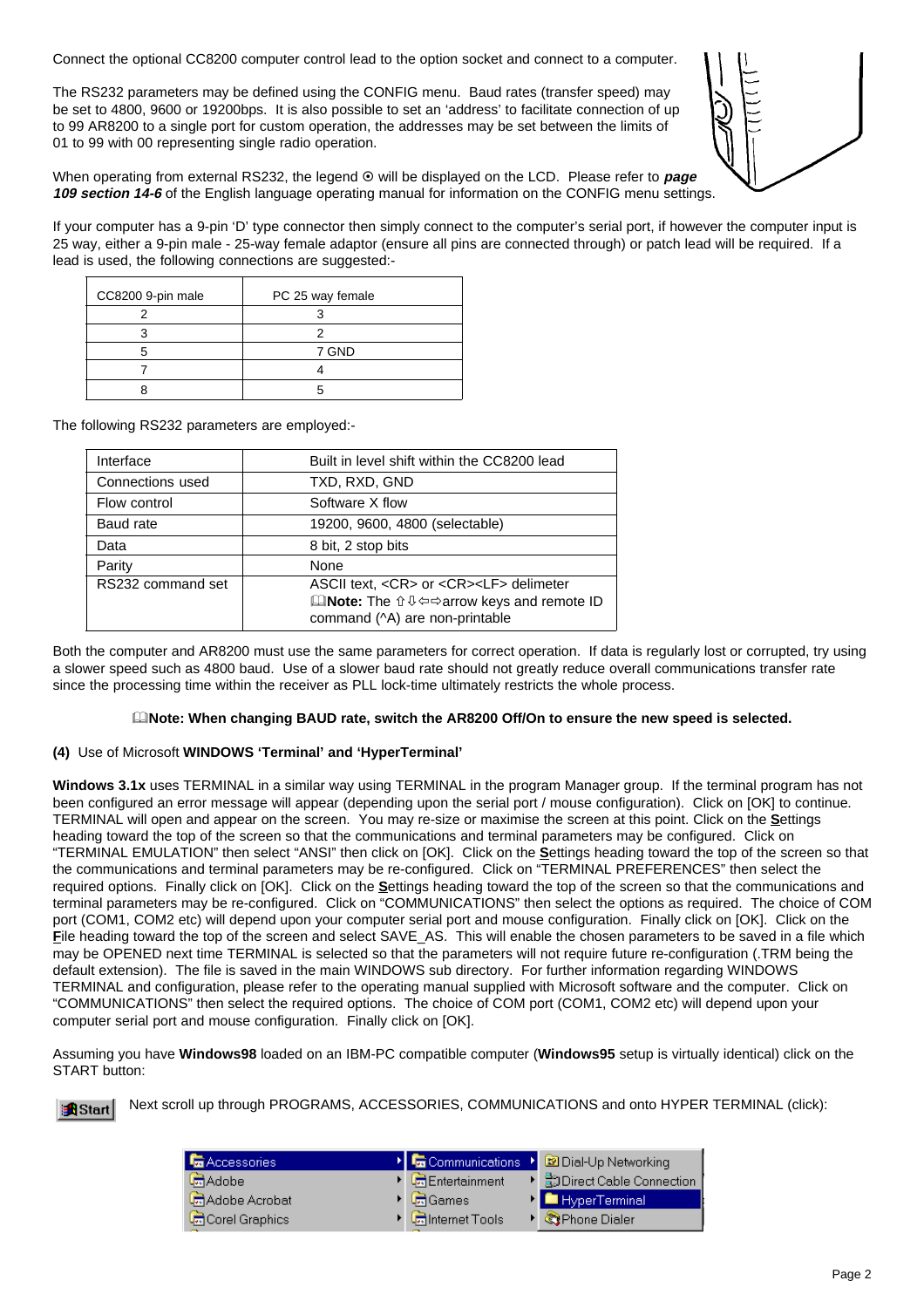Connect the optional CC8200 computer control lead to the option socket and connect to a computer.

The RS232 parameters may be defined using the CONFIG menu. Baud rates (transfer speed) may be set to 4800, 9600 or 19200bps. It is also possible to set an 'address' to facilitate connection of up to 99 AR8200 to a single port for custom operation, the addresses may be set between the limits of 01 to 99 with 00 representing single radio operation.

When operating from external RS232, the legend ⊙ will be displayed on the LCD. Please refer to ***page 109 section 14-6*** of the English language operating manual for information on the CONFIG menu settings.

If your computer has a 9-pin 'D' type connector then simply connect to the computer's serial port, if however the computer input is 25 way, either a 9-pin male - 25-way female adaptor (ensure all pins are connected through) or patch lead will be required. If a lead is used, the following connections are suggested:-

| CC8200 9-pin male | PC 25 way female |
|---|---|
| 2 | 3 |
| 3 | 2 |
| 5 | 7 GND |
| 7 | 4 |
| 8 | 5 |

The following RS232 parameters are employed:-

| Interface | Built in level shift within the CC8200 lead |
|---|---|
| Connections used | TXD, RXD, GND |
| Flow control | Software X flow |
| Baud rate | 19200, 9600, 4800 (selectable) |
| Data | 8 bit, 2 stop bits |
| Parity | None |
| RS232 command set | ASCII text, <CR> or <CR><LF> delimeter 🕮**Note:** The ⇧⇩⇦⇨arrow keys and remote ID command (^A) are non-printable |

Both the computer and AR8200 must use the same parameters for correct operation. If data is regularly lost or corrupted, try using a slower speed such as 4800 baud. Use of a slower baud rate should not greatly reduce overall communications transfer rate since the processing time within the receiver as PLL lock-time ultimately restricts the whole process.

🕮**Note: When changing BAUD rate, switch the AR8200 Off/On to ensure the new speed is selected.**

**(4)** Use of Microsoft **WINDOWS 'Terminal' and 'HyperTerminal'**

**Windows 3.1x** uses TERMINAL in a similar way using TERMINAL in the program Manager group. If the terminal program has not been configured an error message will appear (depending upon the serial port / mouse configuration). Click on [OK] to continue. TERMINAL will open and appear on the screen. You may re-size or maximise the screen at this point. Click on the **S**ettings heading toward the top of the screen so that the communications and terminal parameters may be configured. Click on "TERMINAL EMULATION" then select "ANSI" then click on [OK]. Click on the **S**ettings heading toward the top of the screen so that the communications and terminal parameters may be re-configured. Click on "TERMINAL PREFERENCES" then select the required options. Finally click on [OK]. Click on the **S**ettings heading toward the top of the screen so that the communications and terminal parameters may be re-configured. Click on "COMMUNICATIONS" then select the options as required. The choice of COM port (COM1, COM2 etc) will depend upon your computer serial port and mouse configuration. Finally click on [OK]. Click on the **F**ile heading toward the top of the screen and select SAVE_AS. This will enable the chosen parameters to be saved in a file which may be OPENED next time TERMINAL is selected so that the parameters will not require future re-configuration (.TRM being the default extension). The file is saved in the main WINDOWS sub directory. For further information regarding WINDOWS TERMINAL and configuration, please refer to the operating manual supplied with Microsoft software and the computer. Click on "COMMUNICATIONS" then select the required options. The choice of COM port (COM1, COM2 etc) will depend upon your computer serial port and mouse configuration. Finally click on [OK].

Assuming you have **Windows98** loaded on an IBM-PC compatible computer (**Windows95** setup is virtually identical) click on the START button:

Next scroll up through PROGRAMS, ACCESSORIES, COMMUNICATIONS and onto HYPER TERMINAL (click):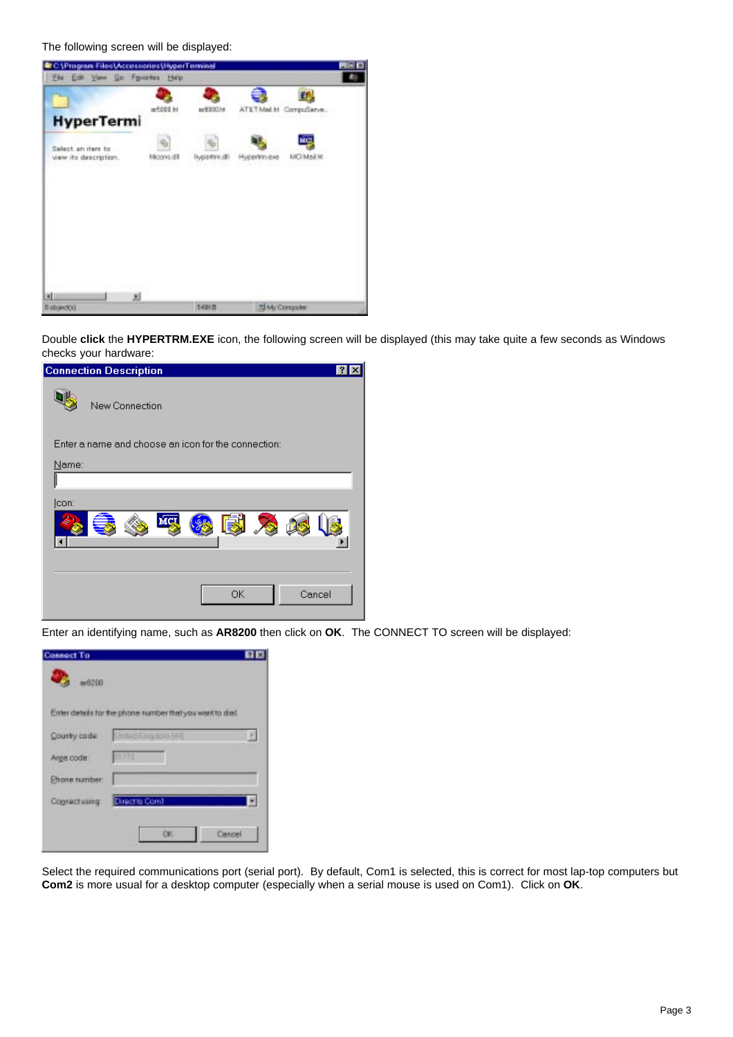The following screen will be displayed:

Double **click** the **HYPERTRM.EXE** icon, the following screen will be displayed (this may take quite a few seconds as Windows checks your hardware:

Enter an identifying name, such as **AR8200** then click on **OK**. The CONNECT TO screen will be displayed:

Select the required communications port (serial port). By default, Com1 is selected, this is correct for most lap-top computers but **Com2** is more usual for a desktop computer (especially when a serial mouse is used on Com1). Click on **OK**.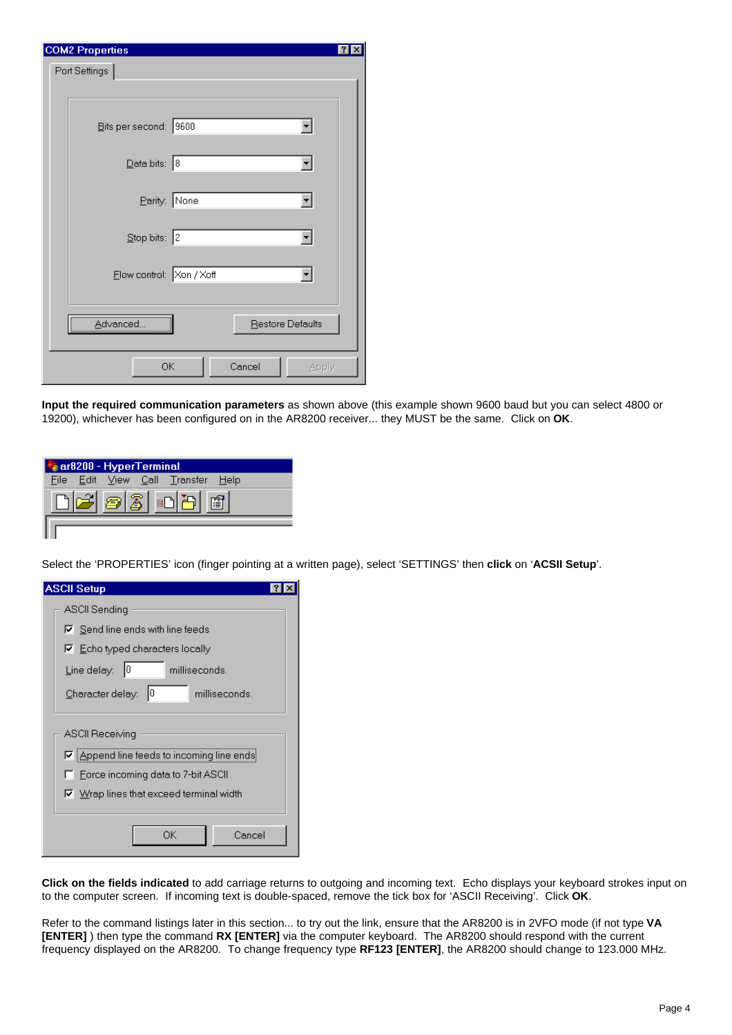**Input the required communication parameters** as shown above (this example shown 9600 baud but you can select 4800 or 19200), whichever has been configured on in the AR8200 receiver... they MUST be the same. Click on **OK**.

Select the 'PROPERTIES' icon (finger pointing at a written page), select 'SETTINGS' then **click** on '**ACSII Setup**'.

**Click on the fields indicated** to add carriage returns to outgoing and incoming text. Echo displays your keyboard strokes input on to the computer screen. If incoming text is double-spaced, remove the tick box for 'ASCII Receiving'. Click **OK**.

Refer to the command listings later in this section... to try out the link, ensure that the AR8200 is in 2VFO mode (if not type **VA [ENTER]** ) then type the command **RX [ENTER]** via the computer keyboard. The AR8200 should respond with the current frequency displayed on the AR8200. To change frequency type **RF123 [ENTER]**, the AR8200 should change to 123.000 MHz.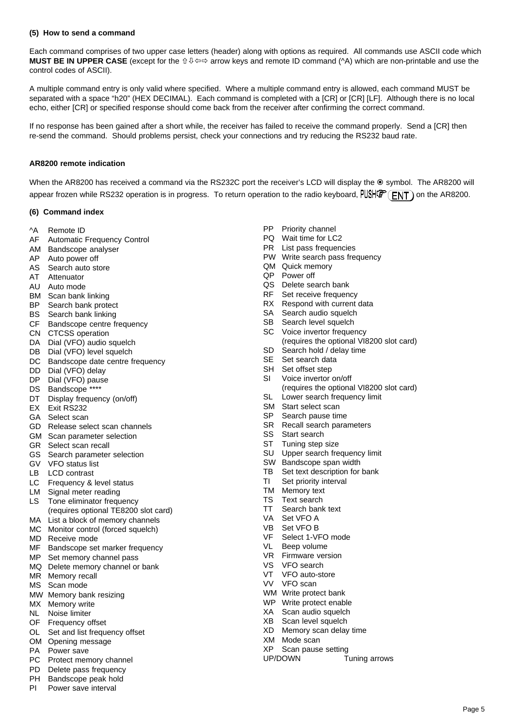**(5) How to send a command**

Each command comprises of two upper case letters (header) along with options as required. All commands use ASCII code which **MUST BE IN UPPER CASE** (except for the ⇧⇩⇦⇨ arrow keys and remote ID command (^A) which are non-printable and use the control codes of ASCII).

A multiple command entry is only valid where specified. Where a multiple command entry is allowed, each command MUST be separated with a space "h20" (HEX DECIMAL). Each command is completed with a [CR] or [CR] [LF]. Although there is no local echo, either [CR] or specified response should come back from the receiver after confirming the correct command.

If no response has been gained after a short while, the receiver has failed to receive the command properly. Send a [CR] then re-send the command. Should problems persist, check your connections and try reducing the RS232 baud rate.

**AR8200 remote indication**

When the AR8200 has received a command via the RS232C port the receiver's LCD will display the ⦿ symbol. The AR8200 will appear frozen while RS232 operation is in progress. To return operation to the radio keyboard, PUSH☞ (ENT) on the AR8200.

**(6) Command index**

- ^A Remote ID
- AF Automatic Frequency Control
- AM Bandscope analyser
- AP Auto power off
- AS Search auto store
- AT Attenuator
- AU Auto mode
- BM Scan bank linking
- BP Search bank protect
- BS Search bank linking
- CF Bandscope centre frequency
- CN CTCSS operation
- DA Dial (VFO) audio squelch
- DB Dial (VFO) level squelch
- DC Bandscope date centre frequency
- DD Dial (VFO) delay
- DP Dial (VFO) pause
- DS Bandscope ****
- DT Display frequency (on/off)
- EX Exit RS232
- GA Select scan
- GD Release select scan channels
- GM Scan parameter selection
- GR Select scan recall
- GS Search parameter selection
- GV VFO status list
- LB LCD contrast
- LC Frequency & level status
- LM Signal meter reading
- LS Tone eliminator frequency (requires optional TE8200 slot card)
- MA List a block of memory channels
- MC Monitor control (forced squelch)
- MD Receive mode
- MF Bandscope set marker frequency
- MP Set memory channel pass
- MQ Delete memory channel or bank
- MR Memory recall
- MS Scan mode
- MW Memory bank resizing
- MX Memory write
- NL Noise limiter
- OF Frequency offset
- OL Set and list frequency offset
- OM Opening message
- PA Power save
- PC Protect memory channel
- PD Delete pass frequency
- PH Bandscope peak hold
- PI Power save interval
- PP Priority channel
- PQ Wait time for LC2
- PR List pass frequencies
- PW Write search pass frequency
- QM Quick memory
- QP Power off
- QS Delete search bank
- RF Set receive frequency
- RX Respond with current data
- SA Search audio squelch
- SB Search level squelch
- SC Voice invertor frequency (requires the optional VI8200 slot card)
- SD Search hold / delay time
- SE Set search data
- SH Set offset step
- SI Voice invertor on/off (requires the optional VI8200 slot card)
- SL Lower search frequency limit
- SM Start select scan
- SP Search pause time
- SR Recall search parameters
- SS Start search
- ST Tuning step size
- SU Upper search frequency limit
- SW Bandscope span width
- TB Set text description for bank
- TI Set priority interval
- TM Memory text
- TS Text search
- TT Search bank text
- VA Set VFO A
- VB Set VFO B
- VF Select 1-VFO mode
- VL Beep volume
- VR Firmware version
- VS VFO search
- VT VFO auto-store
- VV VFO scan
- WM Write protect bank
- WP Write protect enable
- XA Scan audio squelch
- XB Scan level squelch
- XD Memory scan delay time
- XM Mode scan
- XP Scan pause setting
- UP/DOWN Tuning arrows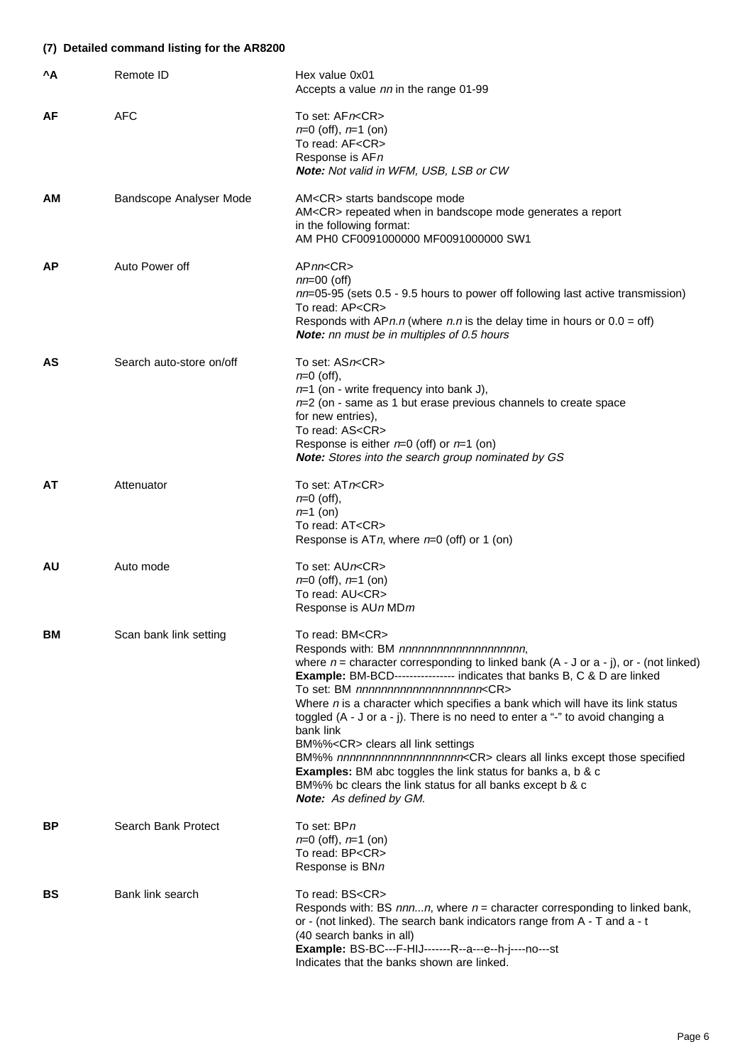#### (7) Detailed command listing for the AR8200

| Command | Function | Description |
|---|---|---|
| **^A** | Remote ID | Hex value 0x01<br>Accepts a value *nn* in the range 01-99 |
| **AF** | AFC | To set: AF*n*<CR><br>*n*=0 (off), *n*=1 (on)<br>To read: AF<CR><br>Response is AF*n*<br>***Note:** Not valid in WFM, USB, LSB or CW* |
| **AM** | Bandscope Analyser Mode | AM<CR> starts bandscope mode<br>AM<CR> repeated when in bandscope mode generates a report in the following format:<br>AM PH0 CF0091000000 MF0091000000 SW1 |
| **AP** | Auto Power off | AP*nn*<CR><br>*nn*=00 (off)<br>*nn*=05-95 (sets 0.5 - 9.5 hours to power off following last active transmission)<br>To read: AP<CR><br>Responds with AP*n.n* (where *n.n* is the delay time in hours or 0.0 = off)<br>***Note:** nn must be in multiples of 0.5 hours* |
| **AS** | Search auto-store on/off | To set: AS*n*<CR><br>*n*=0 (off),<br>*n*=1 (on - write frequency into bank J),<br>*n*=2 (on - same as 1 but erase previous channels to create space for new entries),<br>To read: AS<CR><br>Response is either *n*=0 (off) or *n*=1 (on)<br>***Note:** Stores into the search group nominated by GS* |
| **AT** | Attenuator | To set: AT*n*<CR><br>*n*=0 (off),<br>*n*=1 (on)<br>To read: AT<CR><br>Response is AT*n*, where *n*=0 (off) or 1 (on) |
| **AU** | Auto mode | To set: AU*n*<CR><br>*n*=0 (off), *n*=1 (on)<br>To read: AU<CR><br>Response is AU*n* MD*m* |
| **BM** | Scan bank link setting | To read: BM<CR><br>Responds with: BM *nnnnnnnnnnnnnnnnnnnn*,<br>where *n* = character corresponding to linked bank (A - J or a - j), or - (not linked)<br>**Example:** BM-BCD---------------- indicates that banks B, C & D are linked<br>To set: BM *nnnnnnnnnnnnnnnnnnnn*<CR><br>Where *n* is a character which specifies a bank which will have its link status toggled (A - J or a - j). There is no need to enter a "-" to avoid changing a bank link<br>BM%%<CR> clears all link settings<br>BM%% *nnnnnnnnnnnnnnnnnnnn*<CR> clears all links except those specified<br>**Examples:** BM abc toggles the link status for banks a, b & c<br>BM%% bc clears the link status for all banks except b & c<br>***Note:** As defined by GM.* |
| **BP** | Search Bank Protect | To set: BP*n*<br>*n*=0 (off), *n*=1 (on)<br>To read: BP<CR><br>Response is BN*n* |
| **BS** | Bank link search | To read: BS<CR><br>Responds with: BS *nnn...n*, where *n* = character corresponding to linked bank, or - (not linked). The search bank indicators range from A - T and a - t (40 search banks in all)<br>**Example:** BS-BC---F-HIJ-------R--a---e--h-j----no---st<br>Indicates that the banks shown are linked. |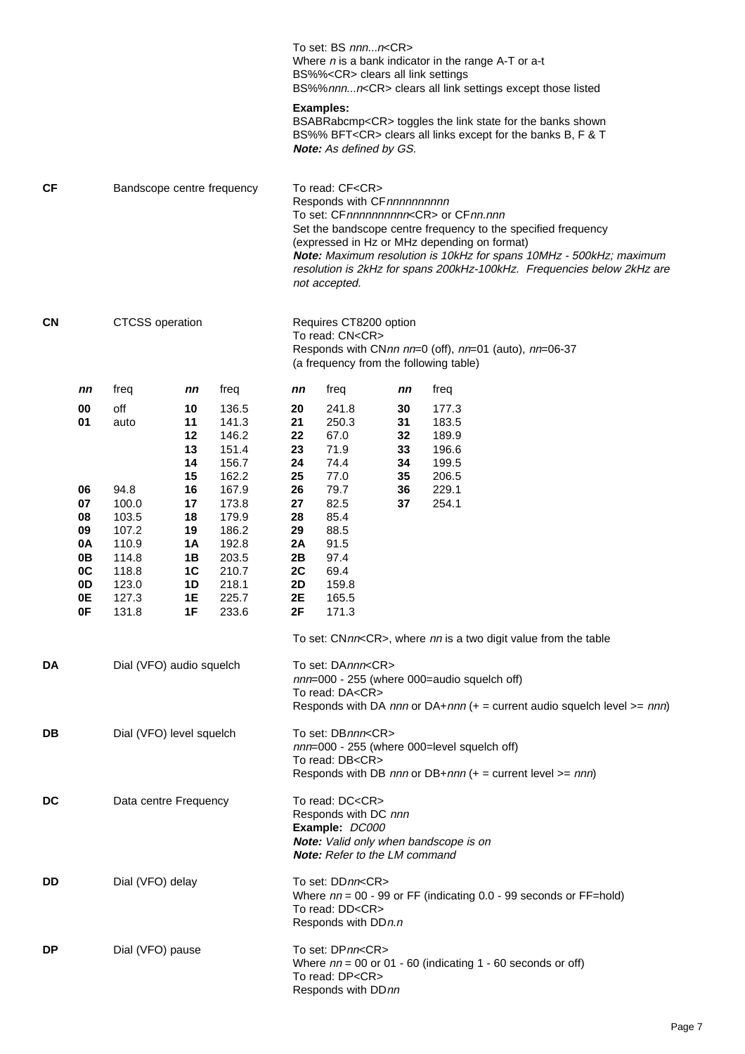To set: BS *nnn...n*<CR>
Where *n* is a bank indicator in the range A-T or a-t
BS%%<CR> clears all link settings
BS%%*nnn...n*<CR> clears all link settings except those listed

**Examples:**
BSABRabcmp<CR> toggles the link state for the banks shown
BS%% BFT<CR> clears all links except for the banks B, F & T
***Note:*** *As defined by GS.*

**CF** Bandscope centre frequency

To read: CF<CR>
Responds with CF*nnnnnnnnnn*
To set: CF*nnnnnnnnnn*<CR> or CF*nn.nnn*
Set the bandscope centre frequency to the specified frequency (expressed in Hz or MHz depending on format)
***Note:*** *Maximum resolution is 10kHz for spans 10MHz - 500kHz; maximum resolution is 2kHz for spans 200kHz-100kHz. Frequencies below 2kHz are not accepted.*

**CN** CTCSS operation

Requires CT8200 option
To read: CN<CR>
Responds with CN*nn* *nn*=0 (off), *nn*=01 (auto), *nn*=06-37 (a frequency from the following table)

| *nn* | freq | *nn* | freq | *nn* | freq | *nn* | freq |
|---|---|---|---|---|---|---|---|
| **00** | off | **10** | 136.5 | **20** | 241.8 | **30** | 177.3 |
| **01** | auto | **11** | 141.3 | **21** | 250.3 | **31** | 183.5 |
| | | **12** | 146.2 | **22** | 67.0 | **32** | 189.9 |
| | | **13** | 151.4 | **23** | 71.9 | **33** | 196.6 |
| | | **14** | 156.7 | **24** | 74.4 | **34** | 199.5 |
| | | **15** | 162.2 | **25** | 77.0 | **35** | 206.5 |
| **06** | 94.8 | **16** | 167.9 | **26** | 79.7 | **36** | 229.1 |
| **07** | 100.0 | **17** | 173.8 | **27** | 82.5 | **37** | 254.1 |
| **08** | 103.5 | **18** | 179.9 | **28** | 85.4 | | |
| **09** | 107.2 | **19** | 186.2 | **29** | 88.5 | | |
| **0A** | 110.9 | **1A** | 192.8 | **2A** | 91.5 | | |
| **0B** | 114.8 | **1B** | 203.5 | **2B** | 97.4 | | |
| **0C** | 118.8 | **1C** | 210.7 | **2C** | 69.4 | | |
| **0D** | 123.0 | **1D** | 218.1 | **2D** | 159.8 | | |
| **0E** | 127.3 | **1E** | 225.7 | **2E** | 165.5 | | |
| **0F** | 131.8 | **1F** | 233.6 | **2F** | 171.3 | | |

To set: CN*nn*<CR>, where *nn* is a two digit value from the table

**DA** Dial (VFO) audio squelch

To set: DA*nnn*<CR>
*nnn*=000 - 255 (where 000=audio squelch off)
To read: DA<CR>
Responds with DA *nnn* or DA+*nnn* (+ = current audio squelch level >= *nnn*)

**DB** Dial (VFO) level squelch

To set: DB*nnn*<CR>
*nnn*=000 - 255 (where 000=level squelch off)
To read: DB<CR>
Responds with DB *nnn* or DB+*nnn* (+ = current level >= *nnn*)

**DC** Data centre Frequency

To read: DC<CR>
Responds with DC *nnn*
**Example:** *DC000*
***Note:*** *Valid only when bandscope is on*
***Note:*** *Refer to the LM command*

**DD** Dial (VFO) delay

To set: DD*nn*<CR>
Where *nn* = 00 - 99 or FF (indicating 0.0 - 99 seconds or FF=hold)
To read: DD<CR>
Responds with DD*n.n*

**DP** Dial (VFO) pause

To set: DP*nn*<CR>
Where *nn* = 00 or 01 - 60 (indicating 1 - 60 seconds or off)
To read: DP<CR>
Responds with DD*nn*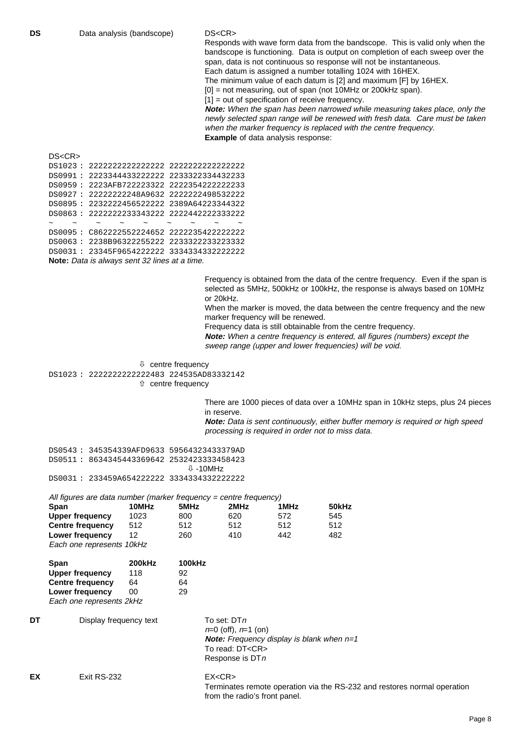**DS** Data analysis (bandscope) DS<CR>

Responds with wave form data from the bandscope. This is valid only when the bandscope is functioning. Data is output on completion of each sweep over the span, data is not continuous so response will not be instantaneous.
Each datum is assigned a number totalling 1024 with 16HEX.
The minimum value of each datum is [2] and maximum [F] by 16HEX.
[0] = not measuring, out of span (not 10MHz or 200kHz span).
[1] = out of specification of receive frequency.
***Note:*** *When the span has been narrowed while measuring takes place, only the newly selected span range will be renewed with fresh data. Care must be taken when the marker frequency is replaced with the centre frequency.*
**Example** of data analysis response:

```
DS<CR>
DS1023 : 2222222222222222 2222222222222222
DS0991 : 2223344433222222 2233322334432233
DS0959 : 2223AFB722223322 2222354222222233
DS0927 : 22222222248A9632 2222222498532222
DS0895 : 2232222456522222 2389A64223344322
DS0863 : 2222222233343222 2222442222333222
~    ~    ~    ~    ~    ~    ~    ~    ~
DS0095 : C862222552224652 2222235422222222
DS0063 : 2238B96322255222 2233322233223332
DS0031 : 23345F9654222222 3334334332222222
```

**Note:** *Data is always sent 32 lines at a time.*

Frequency is obtained from the data of the centre frequency. Even if the span is selected as 5MHz, 500kHz or 100kHz, the response is always based on 10MHz or 20kHz.
When the marker is moved, the data between the centre frequency and the new marker frequency will be renewed.
Frequency data is still obtainable from the centre frequency.
***Note:*** *When a centre frequency is entered, all figures (numbers) except the sweep range (upper and lower frequencies) will be void.*

```
                          ⇩ centre frequency
DS1023 : 2222222222222483 224535AD83332142
                          ⇧ centre frequency
```

There are 1000 pieces of data over a 10MHz span in 10kHz steps, plus 24 pieces in reserve.
***Note:*** *Data is sent continuously, either buffer memory is required or high speed processing is required in order not to miss data.*

```
DS0543 : 345354339AFD9633 59564323433379AD
DS0511 : 8634345443369642 2532423333458423
                                  ⇩ -10MHz
DS0031 : 233459A654222222 3334334332222222
```

*All figures are data number (marker frequency = centre frequency)*

| Span | 10MHz | 5MHz | 2MHz | 1MHz | 50kHz |
|---|---|---|---|---|---|
| Upper frequency | 1023 | 800 | 620 | 572 | 545 |
| Centre frequency | 512 | 512 | 512 | 512 | 512 |
| Lower frequency | 12 | 260 | 410 | 442 | 482 |

*Each one represents 10kHz*

| Span | 200kHz | 100kHz |
|---|---|---|
| Upper frequency | 118 | 92 |
| Centre frequency | 64 | 64 |
| Lower frequency | 00 | 29 |

*Each one represents 2kHz*

**DT** Display frequency text

To set: DT*n*
*n*=0 (off), *n*=1 (on)
***Note:*** *Frequency display is blank when n=1*
To read: DT<CR>
Response is DT*n*

**EX** Exit RS-232

EX<CR>
Terminates remote operation via the RS-232 and restores normal operation from the radio's front panel.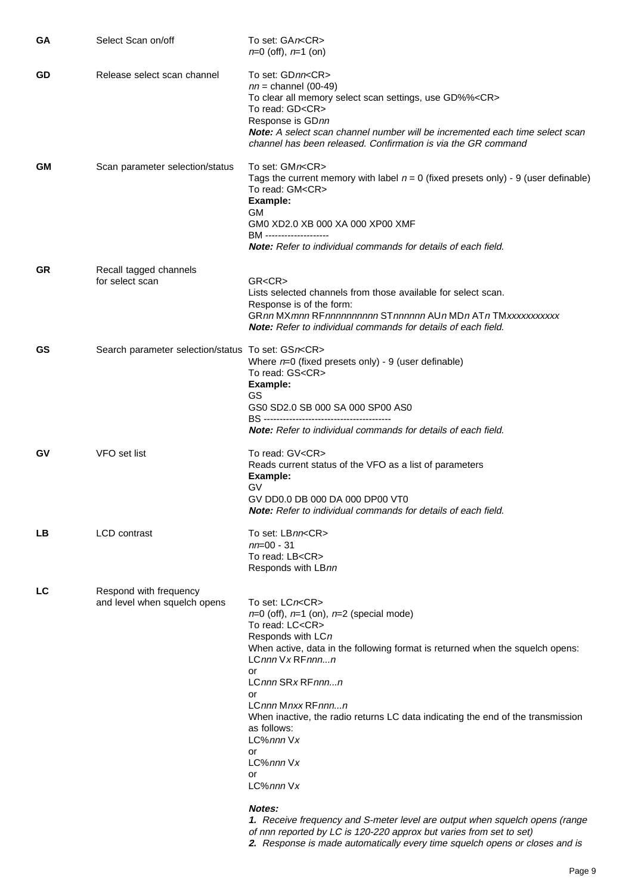| | | |
|---|---|---|
| **GA** | Select Scan on/off | To set: GA*n*<CR><br>*n*=0 (off), *n*=1 (on) |
| **GD** | Release select scan channel | To set: GD*nn*<CR><br>*nn* = channel (00-49)<br>To clear all memory select scan settings, use GD%%<CR><br>To read: GD<CR><br>Response is GD*nn*<br>***Note:*** *A select scan channel number will be incremented each time select scan channel has been released. Confirmation is via the GR command* |
| **GM** | Scan parameter selection/status | To set: GM*n*<CR><br>Tags the current memory with label *n* = 0 (fixed presets only) - 9 (user definable)<br>To read: GM<CR><br>**Example:**<br>GM<br>GM0 XD2.0 XB 000 XA 000 XP00 XMF<br>BM --------------------<br>***Note:*** *Refer to individual commands for details of each field.* |
| **GR** | Recall tagged channels for select scan | GR<CR><br>Lists selected channels from those available for select scan.<br>Response is of the form:<br>GR*nn* MX*mnn* RF*nnnnnnnnnn* ST*nnnnnn* AU*n* MD*n* AT*n* TM*xxxxxxxxxxx*<br>***Note:*** *Refer to individual commands for details of each field.* |
| **GS** | Search parameter selection/status | To set: GS*n*<CR><br>Where *n*=0 (fixed presets only) - 9 (user definable)<br>To read: GS<CR><br>**Example:**<br>GS<br>GS0 SD2.0 SB 000 SA 000 SP00 AS0<br>BS ----------------------------------------<br>***Note:*** *Refer to individual commands for details of each field.* |
| **GV** | VFO set list | To read: GV<CR><br>Reads current status of the VFO as a list of parameters<br>**Example:**<br>GV<br>GV DD0.0 DB 000 DA 000 DP00 VT0<br>***Note:*** *Refer to individual commands for details of each field.* |
| **LB** | LCD contrast | To set: LB*nn*<CR><br>*nn*=00 - 31<br>To read: LB<CR><br>Responds with LB*nn* |
| **LC** | Respond with frequency and level when squelch opens | To set: LC*n*<CR><br>*n*=0 (off), *n*=1 (on), *n*=2 (special mode)<br>To read: LC<CR><br>Responds with LC*n*<br>When active, data in the following format is returned when the squelch opens:<br>LC*nnn* V*x* RF*nnn...n*<br>or<br>LC*nnn* SR*x* RF*nnn...n*<br>or<br>LC*nnn* M*nxx* RF*nnn...n*<br>When inactive, the radio returns LC data indicating the end of the transmission as follows:<br>LC%*nnn* V*x*<br>or<br>LC%*nnn* V*x*<br>or<br>LC%*nnn* V*x*<br><br>***Notes:***<br>***1.*** *Receive frequency and S-meter level are output when squelch opens (range of nnn reported by LC is 120-220 approx but varies from set to set)*<br>***2.*** *Response is made automatically every time squelch opens or closes and is* |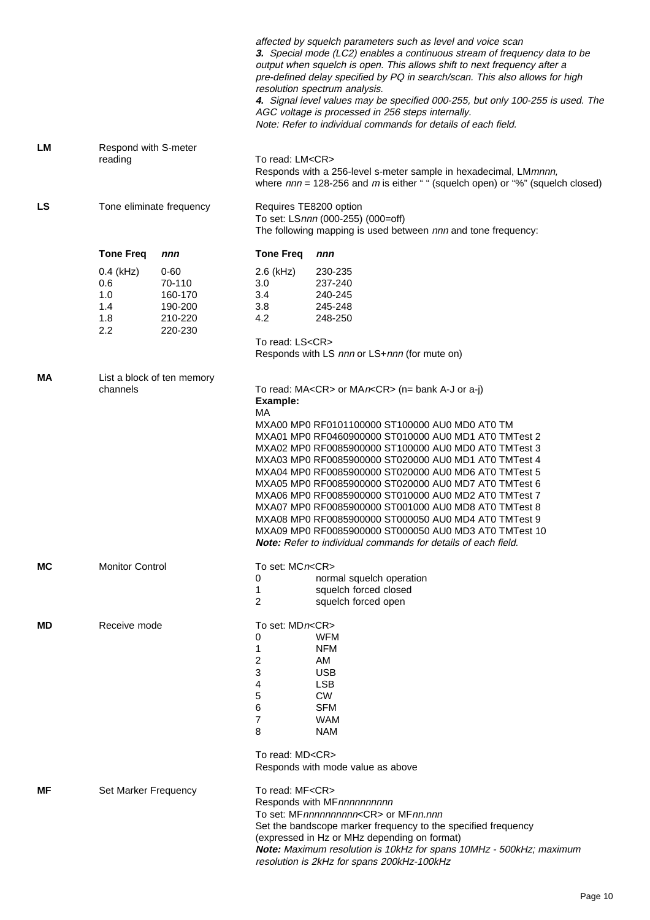*affected by squelch parameters such as level and voice scan*
***3.*** *Special mode (LC2) enables a continuous stream of frequency data to be output when squelch is open. This allows shift to next frequency after a pre-defined delay specified by PQ in search/scan. This also allows for high resolution spectrum analysis.*
***4.*** *Signal level values may be specified 000-255, but only 100-255 is used. The AGC voltage is processed in 256 steps internally.*
*Note: Refer to individual commands for details of each field.*

**LM** — Respond with S-meter reading

To read: LM<CR>
Responds with a 256-level s-meter sample in hexadecimal, LM*mnnn,* where *nnn* = 128-256 and *m* is either " " (squelch open) or "%" (squelch closed)

**LS** — Tone eliminate frequency

Requires TE8200 option
To set: LS*nnn* (000-255) (000=off)
The following mapping is used between *nnn* and tone frequency:

| **Tone Freq** | ***nnn*** | **Tone Freq** | ***nnn*** |
|---|---|---|---|
| 0.4 (kHz) | 0-60 | 2.6 (kHz) | 230-235 |
| 0.6 | 70-110 | 3.0 | 237-240 |
| 1.0 | 160-170 | 3.4 | 240-245 |
| 1.4 | 190-200 | 3.8 | 245-248 |
| 1.8 | 210-220 | 4.2 | 248-250 |
| 2.2 | 220-230 | | |

To read: LS<CR>
Responds with LS *nnn* or LS+*nnn* (for mute on)

**MA** — List a block of ten memory channels

To read: MA<CR> or MA*n*<CR> (n= bank A-J or a-j)

**Example:**

```
MA
MXA00 MP0 RF0101100000 ST100000 AU0 MD0 AT0 TM
MXA01 MP0 RF0460900000 ST010000 AU0 MD1 AT0 TMTest 2
MXA02 MP0 RF0085900000 ST100000 AU0 MD0 AT0 TMTest 3
MXA03 MP0 RF0085900000 ST020000 AU0 MD1 AT0 TMTest 4
MXA04 MP0 RF0085900000 ST020000 AU0 MD6 AT0 TMTest 5
MXA05 MP0 RF0085900000 ST020000 AU0 MD7 AT0 TMTest 6
MXA06 MP0 RF0085900000 ST010000 AU0 MD2 AT0 TMTest 7
MXA07 MP0 RF0085900000 ST001000 AU0 MD8 AT0 TMTest 8
MXA08 MP0 RF0085900000 ST000050 AU0 MD4 AT0 TMTest 9
MXA09 MP0 RF0085900000 ST000050 AU0 MD3 AT0 TMTest 10
```

***Note:*** *Refer to individual commands for details of each field.*

**MC** — Monitor Control

To set: MC*n*<CR>

| | |
|---|---|
| 0 | normal squelch operation |
| 1 | squelch forced closed |
| 2 | squelch forced open |

**MD** — Receive mode

To set: MD*n*<CR>

| | |
|---|---|
| 0 | WFM |
| 1 | NFM |
| 2 | AM |
| 3 | USB |
| 4 | LSB |
| 5 | CW |
| 6 | SFM |
| 7 | WAM |
| 8 | NAM |

To read: MD<CR>
Responds with mode value as above

**MF** — Set Marker Frequency

To read: MF<CR>
Responds with MF*nnnnnnnnnn*
To set: MF*nnnnnnnnnn*<CR> or MF*nn.nnn*
Set the bandscope marker frequency to the specified frequency (expressed in Hz or MHz depending on format)
***Note:*** *Maximum resolution is 10kHz for spans 10MHz - 500kHz; maximum resolution is 2kHz for spans 200kHz-100kHz*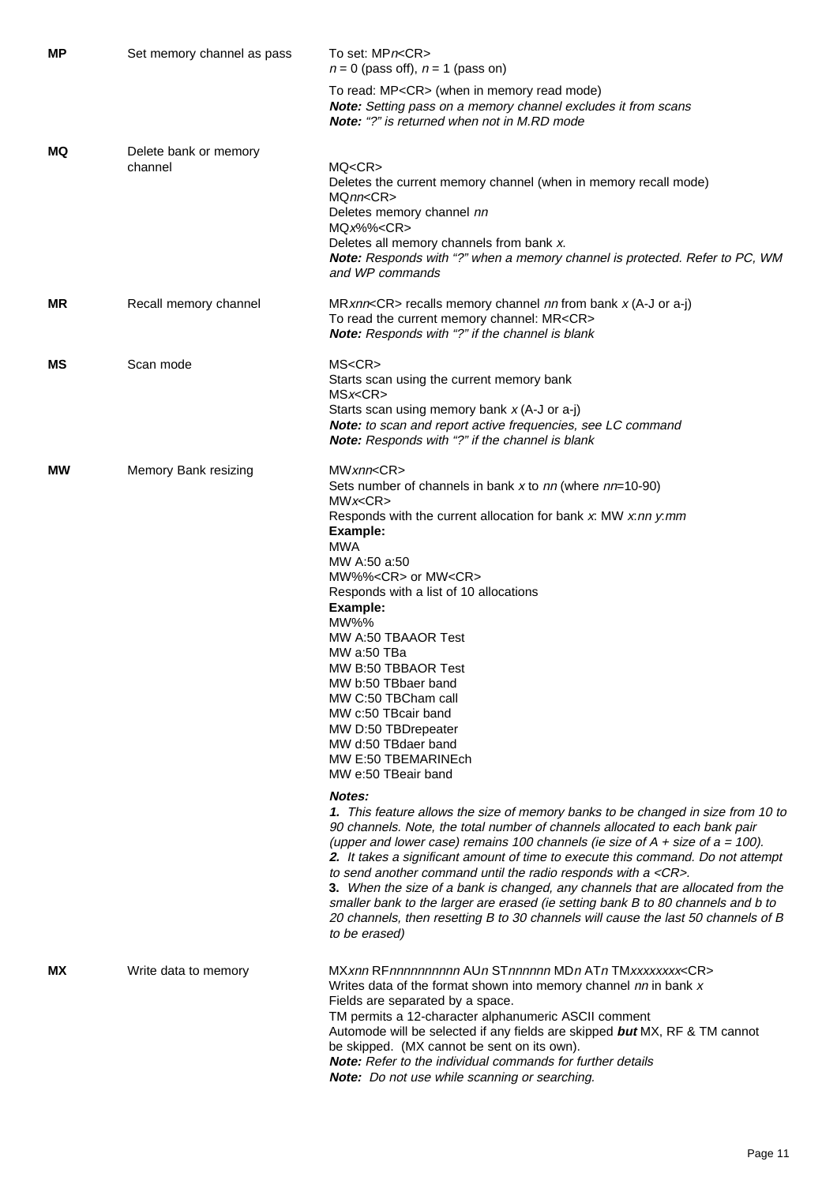| Command | Function | Description |
|---|---|---|
| **MP** | Set memory channel as pass | To set: MP*n*<CR><br>*n* = 0 (pass off), *n* = 1 (pass on)<br><br>To read: MP<CR> (when in memory read mode)<br>***Note:*** *Setting pass on a memory channel excludes it from scans*<br>***Note:*** *"?" is returned when not in M.RD mode* |
| **MQ** | Delete bank or memory channel | MQ<CR><br>Deletes the current memory channel (when in memory recall mode)<br>MQ*nn*<CR><br>Deletes memory channel *nn*<br>MQ*x*%%<CR><br>Deletes all memory channels from bank *x.*<br>***Note:*** *Responds with "?" when a memory channel is protected. Refer to PC, WM and WP commands* |
| **MR** | Recall memory channel | MR*xnn*<CR> recalls memory channel *nn* from bank *x* (A-J or a-j)<br>To read the current memory channel: MR<CR><br>***Note:*** *Responds with "?" if the channel is blank* |
| **MS** | Scan mode | MS<CR><br>Starts scan using the current memory bank<br>MS*x*<CR><br>Starts scan using memory bank *x* (A-J or a-j)<br>***Note:*** *to scan and report active frequencies, see LC command*<br>***Note:*** *Responds with "?" if the channel is blank* |
| **MW** | Memory Bank resizing | MW*xnn*<CR><br>Sets number of channels in bank *x* to *nn* (where *nn*=10-90)<br>MW*x*<CR><br>Responds with the current allocation for bank *x*: MW *x*:*nn y*:*mm*<br>**Example:**<br>MWA<br>MW A:50 a:50<br>MW%%<CR> or MW<CR><br>Responds with a list of 10 allocations<br>**Example:**<br>MW%%<br>MW A:50 TBAAOR Test<br>MW a:50 TBa<br>MW B:50 TBBAOR Test<br>MW b:50 TBbaer band<br>MW C:50 TBCham call<br>MW c:50 TBcair band<br>MW D:50 TBDrepeater<br>MW d:50 TBdaer band<br>MW E:50 TBEMARINEch<br>MW e:50 TBeair band<br><br>***Notes:***<br>***1.*** *This feature allows the size of memory banks to be changed in size from 10 to 90 channels. Note, the total number of channels allocated to each bank pair (upper and lower case) remains 100 channels (ie size of A + size of a = 100).*<br>***2.*** *It takes a significant amount of time to execute this command. Do not attempt to send another command until the radio responds with a <CR>.*<br>**3.** *When the size of a bank is changed, any channels that are allocated from the smaller bank to the larger are erased (ie setting bank B to 80 channels and b to 20 channels, then resetting B to 30 channels will cause the last 50 channels of B to be erased)* |
| **MX** | Write data to memory | MX*xnn* RF*nnnnnnnnnn* AU*n* ST*nnnnnn* MD*n* AT*n* TM*xxxxxxxx*<CR><br>Writes data of the format shown into memory channel *nn* in bank *x*<br>Fields are separated by a space.<br>TM permits a 12-character alphanumeric ASCII comment<br>Automode will be selected if any fields are skipped ***but*** MX, RF & TM cannot be skipped. (MX cannot be sent on its own).<br>***Note:*** *Refer to the individual commands for further details*<br>***Note:*** *Do not use while scanning or searching.* |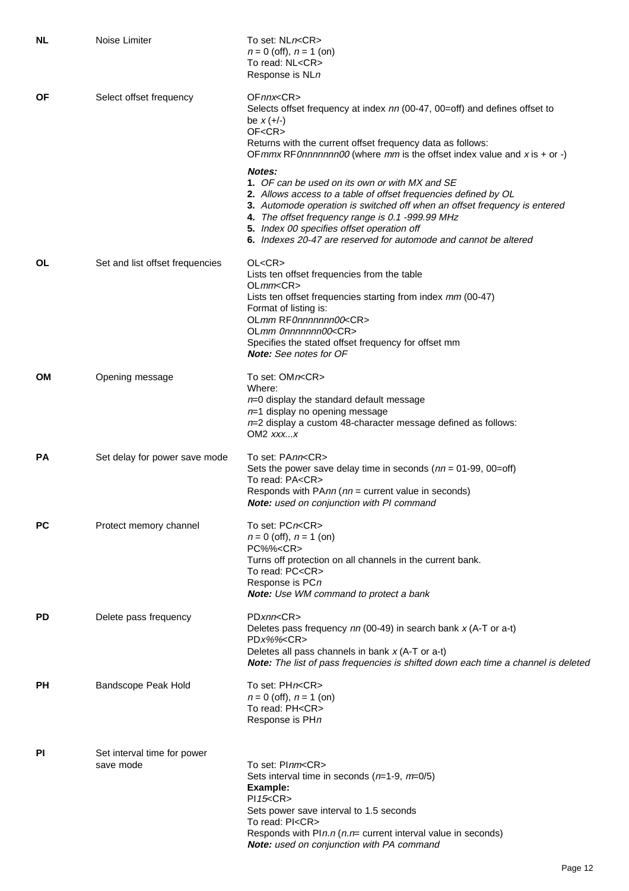| | | |
|---|---|---|
| **NL** | Noise Limiter | To set: NL*n*<CR><br>*n* = 0 (off), *n* = 1 (on)<br>To read: NL<CR><br>Response is NL*n* |
| **OF** | Select offset frequency | OF*nnx*<CR><br>Selects offset frequency at index *nn* (00-47, 00=off) and defines offset to be *x* (+/-)<br>OF<CR><br>Returns with the current offset frequency data as follows:<br>OF*mmx* RF*0nnnnnnn00* (where *mm* is the offset index value and *x* is + or -)<br><br>***Notes:***<br>**1.** *OF can be used on its own or with MX and SE*<br>**2.** *Allows access to a table of offset frequencies defined by OL*<br>**3.** *Automode operation is switched off when an offset frequency is entered*<br>**4.** *The offset frequency range is 0.1 -999.99 MHz*<br>**5.** *Index 00 specifies offset operation off*<br>**6.** *Indexes 20-47 are reserved for automode and cannot be altered* |
| **OL** | Set and list offset frequencies | OL<CR><br>Lists ten offset frequencies from the table<br>OL*mm*<CR><br>Lists ten offset frequencies starting from index *mm* (00-47)<br>Format of listing is:<br>OL*mm* RF*0nnnnnnn00*<CR><br>OL*mm 0nnnnnnn00*<CR><br>Specifies the stated offset frequency for offset mm<br>***Note:*** *See notes for OF* |
| **OM** | Opening message | To set: OM*n*<CR><br>Where:<br>*n*=0 display the standard default message<br>*n*=1 display no opening message<br>*n*=2 display a custom 48-character message defined as follows:<br>OM2 *xxx...x* |
| **PA** | Set delay for power save mode | To set: PA*nn*<CR><br>Sets the power save delay time in seconds (*nn* = 01-99, 00=off)<br>To read: PA<CR><br>Responds with PA*nn* (*nn* = current value in seconds)<br>***Note:*** *used on conjunction with PI command* |
| **PC** | Protect memory channel | To set: PC*n*<CR><br>*n* = 0 (off), *n* = 1 (on)<br>PC%%<CR><br>Turns off protection on all channels in the current bank.<br>To read: PC<CR><br>Response is PC*n*<br>***Note:*** *Use WM command to protect a bank* |
| **PD** | Delete pass frequency | PD*xnn*<CR><br>Deletes pass frequency *nn* (00-49) in search bank *x* (A-T or a-t)<br>PD*x%%*<CR><br>Deletes all pass channels in bank *x* (A-T or a-t)<br>***Note:*** *The list of pass frequencies is shifted down each time a channel is deleted* |
| **PH** | Bandscope Peak Hold | To set: PH*n*<CR><br>*n* = 0 (off), *n* = 1 (on)<br>To read: PH<CR><br>Response is PH*n* |
| **PI** | Set interval time for power save mode | To set: PI*nm*<CR><br>Sets interval time in seconds (*n*=1-9, *m*=0/5)<br>**Example:**<br>PI*15*<CR><br>Sets power save interval to 1.5 seconds<br>To read: PI<CR><br>Responds with PI*n.n* (*n.n*= current interval value in seconds)<br>***Note:*** *used on conjunction with PA command* |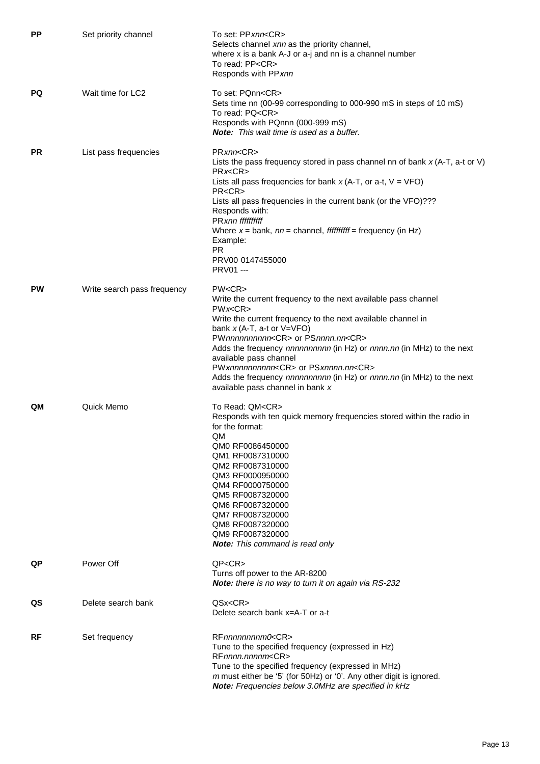| | | |
|---|---|---|
| **PP** | Set priority channel | To set: PP*xnn*<CR><br>Selects channel *xnn* as the priority channel,<br>where x is a bank A-J or a-j and nn is a channel number<br>To read: PP<CR><br>Responds with PP*xnn* |
| **PQ** | Wait time for LC2 | To set: PQnn<CR><br>Sets time nn (00-99 corresponding to 000-990 mS in steps of 10 mS)<br>To read: PQ<CR><br>Responds with PQnnn (000-999 mS)<br>***Note:*** *This wait time is used as a buffer.* |
| **PR** | List pass frequencies | PR*xnn*<CR><br>Lists the pass frequency stored in pass channel nn of bank *x* (A-T, a-t or V)<br>PR*x*<CR><br>Lists all pass frequencies for bank *x* (A-T, or a-t, V = VFO)<br>PR<CR><br>Lists all pass frequencies in the current bank (or the VFO)???<br>Responds with:<br>PR*xnn fffffffff*<br>Where *x* = bank, *nn* = channel, *fffffffff* = frequency (in Hz)<br>Example:<br>PR<br>PRV00 0147455000<br>PRV01 --- |
| **PW** | Write search pass frequency | PW<CR><br>Write the current frequency to the next available pass channel<br>PW*x*<CR><br>Write the current frequency to the next available channel in<br>bank *x* (A-T, a-t or V=VFO)<br>PW*nnnnnnnnnn*<CR> or PS*nnnn.nn*<CR><br>Adds the frequency *nnnnnnnnnn* (in Hz) or *nnnn.nn* (in MHz) to the next<br>available pass channel<br>PW*xnnnnnnnnnn*<CR> or PS*xnnnn.nn*<CR><br>Adds the frequency *nnnnnnnnnn* (in Hz) or *nnnn.nn* (in MHz) to the next<br>available pass channel in bank *x* |
| **QM** | Quick Memo | To Read: QM<CR><br>Responds with ten quick memory frequencies stored within the radio in<br>for the format:<br>QM<br>QM0 RF0086450000<br>QM1 RF0087310000<br>QM2 RF0087310000<br>QM3 RF0000950000<br>QM4 RF0000750000<br>QM5 RF0087320000<br>QM6 RF0087320000<br>QM7 RF0087320000<br>QM8 RF0087320000<br>QM9 RF0087320000<br>***Note:*** *This command is read only* |
| **QP** | Power Off | QP<CR><br>Turns off power to the AR-8200<br>***Note:*** ***there is no way to turn it on again via RS-232*** |
| **QS** | Delete search bank | QSx<CR><br>Delete search bank x=A-T or a-t |
| **RF** | Set frequency | RF*nnnnnnnnm0*<CR><br>Tune to the specified frequency (expressed in Hz)<br>RF*nnnn.nnnnm*<CR><br>Tune to the specified frequency (expressed in MHz)<br>*m* must either be '5' (for 50Hz) or '0'. Any other digit is ignored.<br>***Note:*** *Frequencies below 3.0MHz are specified in kHz* |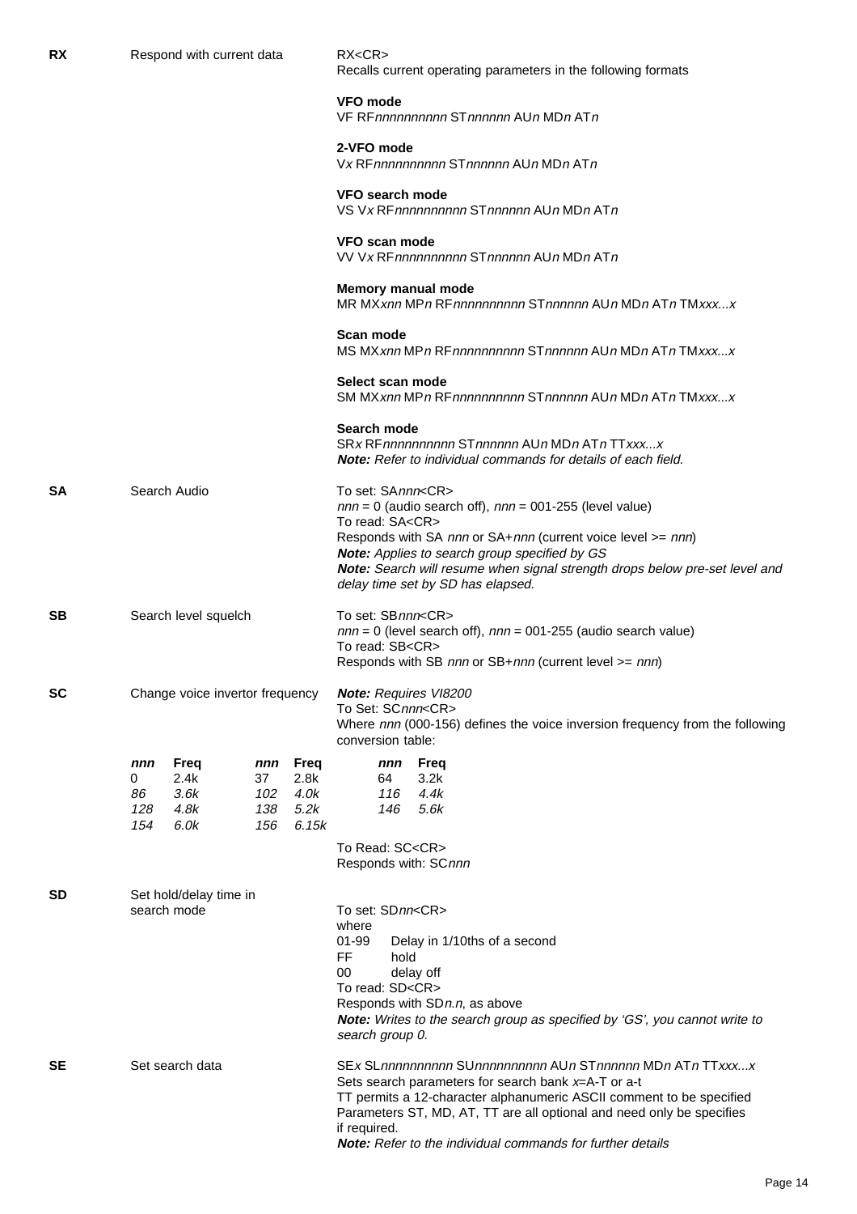| Command | Function | Details |
|---|---|---|
| **RX** | Respond with current data | RX<CR><br>Recalls current operating parameters in the following formats<br><br>**VFO mode**<br>VF RF*nnnnnnnnnn* ST*nnnnnn* AU*n* MD*n* AT*n*<br><br>**2-VFO mode**<br>V*x* RF*nnnnnnnnnn* ST*nnnnnn* AU*n* MD*n* AT*n*<br><br>**VFO search mode**<br>VS V*x* RF*nnnnnnnnnn* ST*nnnnnn* AU*n* MD*n* AT*n*<br><br>**VFO scan mode**<br>VV V*x* RF*nnnnnnnnnn* ST*nnnnnn* AU*n* MD*n* AT*n*<br><br>**Memory manual mode**<br>MR MX*xnn* MP*n* RF*nnnnnnnnnn* ST*nnnnnn* AU*n* MD*n* AT*n* TM*xxx...x*<br><br>**Scan mode**<br>MS MX*xnn* MP*n* RF*nnnnnnnnnn* ST*nnnnnn* AU*n* MD*n* AT*n* TM*xxx...x*<br><br>**Select scan mode**<br>SM MX*xnn* MP*n* RF*nnnnnnnnnn* ST*nnnnnn* AU*n* MD*n* AT*n* TM*xxx...x*<br><br>**Search mode**<br>SR*x* RF*nnnnnnnnnn* ST*nnnnnn* AU*n* MD*n* AT*n* TT*xxx...x*<br>***Note:** Refer to individual commands for details of each field.* |
| **SA** | Search Audio | To set: SA*nnn*<CR><br>*nnn* = 0 (audio search off), *nnn* = 001-255 (level value)<br>To read: SA<CR><br>Responds with SA *nnn* or SA+*nnn* (current voice level >= *nnn*)<br>***Note:** Applies to search group specified by GS*<br>***Note:** Search will resume when signal strength drops below pre-set level and delay time set by SD has elapsed.* |
| **SB** | Search level squelch | To set: SB*nnn*<CR><br>*nnn* = 0 (level search off), *nnn* = 001-255 (audio search value)<br>To read: SB<CR><br>Responds with SB *nnn* or SB+*nnn* (current level >= *nnn*) |
| **SC** | Change voice invertor frequency | ***Note:** Requires VI8200*<br>To Set: SC*nnn*<CR><br>Where *nnn* (000-156) defines the voice inversion frequency from the following conversion table: |

| nnn | Freq | nnn | Freq | nnn | Freq |
|---|---|---|---|---|---|
| 0 | 2.4k | 37 | 2.8k | 64 | 3.2k |
| *86* | *3.6k* | *102* | *4.0k* | *116* | *4.4k* |
| *128* | *4.8k* | *138* | *5.2k* | *146* | *5.6k* |
| *154* | *6.0k* | *156* | *6.15k* | | |

To Read: SC<CR>
Responds with: SC*nnn*

| Command | Function | Details |
|---|---|---|
| **SD** | Set hold/delay time in search mode | To set: SD*nn*<CR><br>where<br>01-99 Delay in 1/10ths of a second<br>FF hold<br>00 delay off<br>To read: SD<CR><br>Responds with SD*n.n*, as above<br>***Note:** Writes to the search group as specified by 'GS', you cannot write to search group 0.* |
| **SE** | Set search data | SE*x* SL*nnnnnnnnnn* SU*nnnnnnnnnn* AU*n* ST*nnnnnn* MD*n* AT*n* TT*xxx...x*<br>Sets search parameters for search bank *x*=A-T or a-t<br>TT permits a 12-character alphanumeric ASCII comment to be specified<br>Parameters ST, MD, AT, TT are all optional and need only be specifies if required.<br>***Note:** Refer to the individual commands for further details* |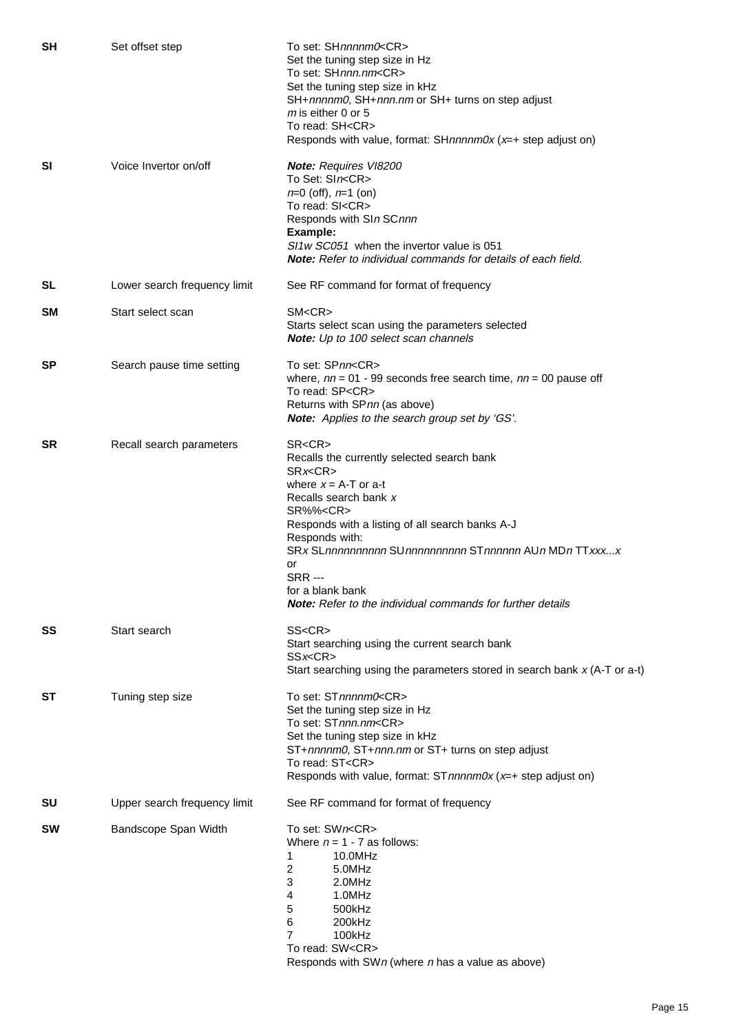| | | |
|---|---|---|
| **SH** | Set offset step | To set: SH*nnnnm0*<CR><br>Set the tuning step size in Hz<br>To set: SH*nnn.nm*<CR><br>Set the tuning step size in kHz<br>SH+*nnnnm0*, SH+*nnn.nm* or SH+ turns on step adjust<br>*m* is either 0 or 5<br>To read: SH<CR><br>Responds with value, format: SH*nnnnm0x* (*x*=+ step adjust on) |
| **SI** | Voice Invertor on/off | ***Note:*** *Requires VI8200*<br>To Set: SI*n*<CR><br>*n*=0 (off), *n*=1 (on)<br>To read: SI<CR><br>Responds with SI*n* SC*nnn*<br>**Example:**<br>*SI1w SC051* when the invertor value is 051<br>***Note:*** *Refer to individual commands for details of each field.* |
| **SL** | Lower search frequency limit | See RF command for format of frequency |
| **SM** | Start select scan | SM<CR><br>Starts select scan using the parameters selected<br>***Note:*** *Up to 100 select scan channels* |
| **SP** | Search pause time setting | To set: SP*nn*<CR><br>where, *nn* = 01 - 99 seconds free search time, *nn* = 00 pause off<br>To read: SP<CR><br>Returns with SP*nn* (as above)<br>***Note:*** *Applies to the search group set by 'GS'.* |
| **SR** | Recall search parameters | SR<CR><br>Recalls the currently selected search bank<br>SR*x*<CR><br>where *x* = A-T or a-t<br>Recalls search bank *x*<br>SR%%<CR><br>Responds with a listing of all search banks A-J<br>Responds with:<br>SR*x* SL*nnnnnnnnnn* SU*nnnnnnnnnn* ST*nnnnnn* AU*n* MD*n* TT*xxx...x*<br>or<br>SRR ---<br>for a blank bank<br>***Note:*** *Refer to the individual commands for further details* |
| **SS** | Start search | SS<CR><br>Start searching using the current search bank<br>SS*x*<CR><br>Start searching using the parameters stored in search bank *x* (A-T or a-t) |
| **ST** | Tuning step size | To set: ST*nnnnm0*<CR><br>Set the tuning step size in Hz<br>To set: ST*nnn.nm*<CR><br>Set the tuning step size in kHz<br>ST+*nnnnm0*, ST+*nnn.nm* or ST+ turns on step adjust<br>To read: ST<CR><br>Responds with value, format: ST*nnnnm0x* (*x*=+ step adjust on) |
| **SU** | Upper search frequency limit | See RF command for format of frequency |
| **SW** | Bandscope Span Width | To set: SW*n*<CR><br>Where *n* = 1 - 7 as follows:<br>1 10.0MHz<br>2 5.0MHz<br>3 2.0MHz<br>4 1.0MHz<br>5 500kHz<br>6 200kHz<br>7 100kHz<br>To read: SW<CR><br>Responds with SW*n* (where *n* has a value as above) |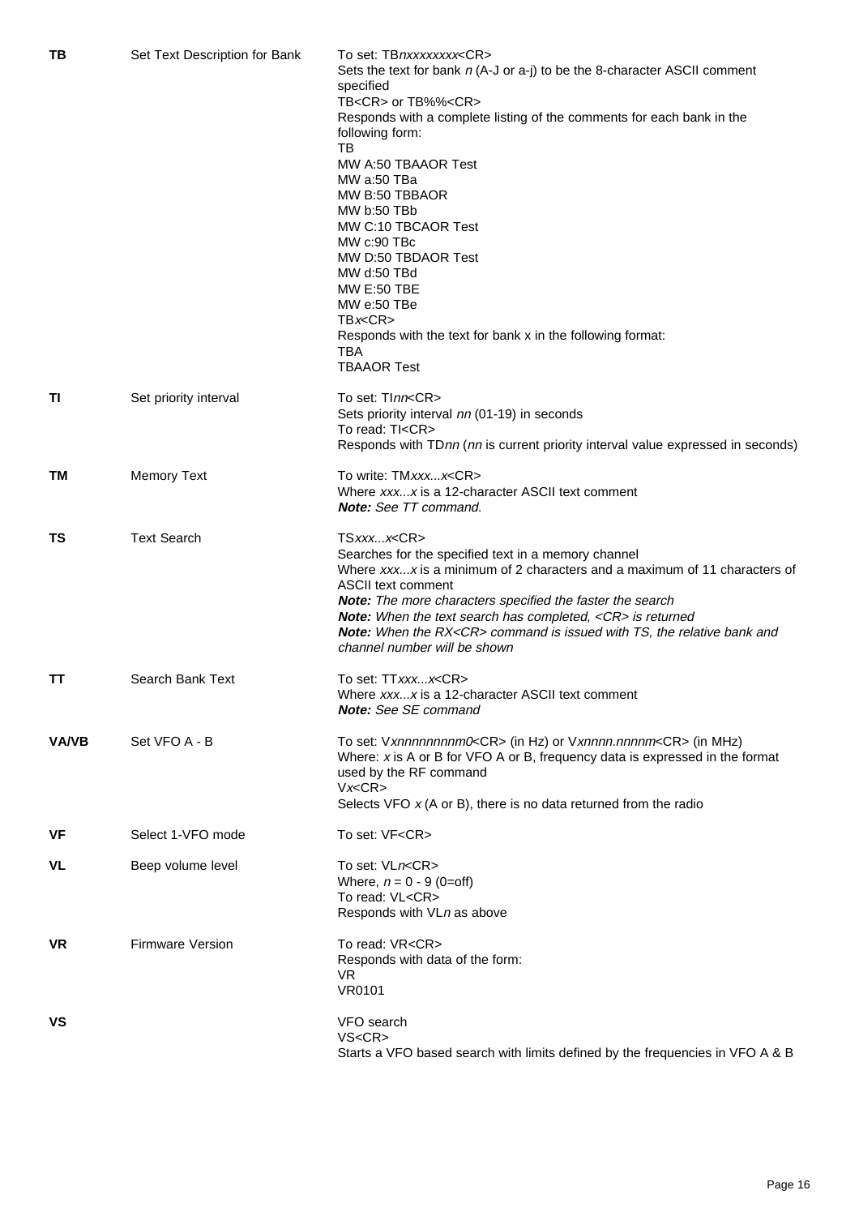| | | |
|---|---|---|
| **TB** | Set Text Description for Bank | To set: TB*nxxxxxxxx*<CR><br>Sets the text for bank *n* (A-J or a-j) to be the 8-character ASCII comment specified<br>TB<CR> or TB%%<CR><br>Responds with a complete listing of the comments for each bank in the following form:<br>TB<br>MW A:50 TBAAOR Test<br>MW a:50 TBa<br>MW B:50 TBBAOR<br>MW b:50 TBb<br>MW C:10 TBCAOR Test<br>MW c:90 TBc<br>MW D:50 TBDAOR Test<br>MW d:50 TBd<br>MW E:50 TBE<br>MW e:50 TBe<br>TB*x*<CR><br>Responds with the text for bank x in the following format:<br>TBA<br>TBAAOR Test |
| **TI** | Set priority interval | To set: TI*nn*<CR><br>Sets priority interval *nn* (01-19) in seconds<br>To read: TI<CR><br>Responds with TD*nn* (*nn* is current priority interval value expressed in seconds) |
| **TM** | Memory Text | To write: TM*xxx...x*<CR><br>Where *xxx...x* is a 12-character ASCII text comment<br>***Note:*** *See TT command.* |
| **TS** | Text Search | TS*xxx...x*<CR><br>Searches for the specified text in a memory channel<br>Where *xxx...x* is a minimum of 2 characters and a maximum of 11 characters of ASCII text comment<br>***Note:*** *The more characters specified the faster the search*<br>***Note:*** *When the text search has completed, <CR> is returned*<br>***Note:*** *When the RX<CR> command is issued with TS, the relative bank and channel number will be shown* |
| **TT** | Search Bank Text | To set: TT*xxx...x*<CR><br>Where *xxx...x* is a 12-character ASCII text comment<br>***Note:*** *See SE command* |
| **VA/VB** | Set VFO A - B | To set: V*xnnnnnnnnm0*<CR> (in Hz) or V*xnnnn.nnnnm*<CR> (in MHz)<br>Where: *x* is A or B for VFO A or B, frequency data is expressed in the format used by the RF command<br>V*x*<CR><br>Selects VFO *x* (A or B), there is no data returned from the radio |
| **VF** | Select 1-VFO mode | To set: VF<CR> |
| **VL** | Beep volume level | To set: VL*n*<CR><br>Where, *n* = 0 - 9 (0=off)<br>To read: VL<CR><br>Responds with VL*n* as above |
| **VR** | Firmware Version | To read: VR<CR><br>Responds with data of the form:<br>VR<br>VR0101 |
| **VS** | | VFO search<br>VS<CR><br>Starts a VFO based search with limits defined by the frequencies in VFO A & B |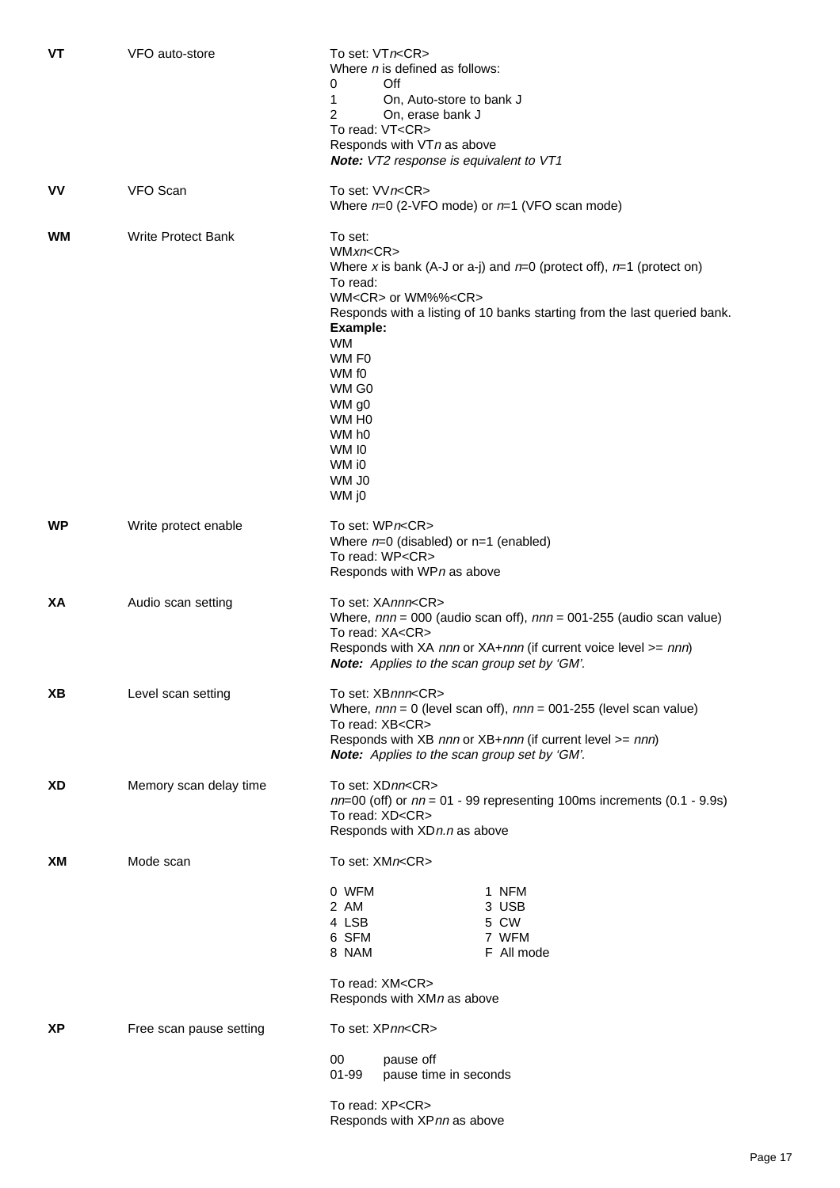| Command | Description | Usage |
|---|---|---|
| **VT** | VFO auto-store | To set: VT*n*<CR><br>Where *n* is defined as follows:<br>0 Off<br>1 On, Auto-store to bank J<br>2 On, erase bank J<br>To read: VT<CR><br>Responds with VT*n* as above<br>***Note:** VT2 response is equivalent to VT1* |
| **VV** | VFO Scan | To set: VV*n*<CR><br>Where *n*=0 (2-VFO mode) or *n*=1 (VFO scan mode) |
| **WM** | Write Protect Bank | To set:<br>WM*xn*<CR><br>Where *x* is bank (A-J or a-j) and *n*=0 (protect off), *n*=1 (protect on)<br>To read:<br>WM<CR> or WM%%<CR><br>Responds with a listing of 10 banks starting from the last queried bank.<br>**Example:**<br>WM<br>WM F0<br>WM f0<br>WM G0<br>WM g0<br>WM H0<br>WM h0<br>WM I0<br>WM i0<br>WM J0<br>WM j0 |
| **WP** | Write protect enable | To set: WP*n*<CR><br>Where *n*=0 (disabled) or n=1 (enabled)<br>To read: WP<CR><br>Responds with WP*n* as above |
| **XA** | Audio scan setting | To set: XA*nnn*<CR><br>Where, *nnn* = 000 (audio scan off), *nnn* = 001-255 (audio scan value)<br>To read: XA<CR><br>Responds with XA *nnn* or XA+*nnn* (if current voice level >= *nnn*)<br>***Note:** Applies to the scan group set by 'GM'.* |
| **XB** | Level scan setting | To set: XB*nnn*<CR><br>Where, *nnn* = 0 (level scan off), *nnn* = 001-255 (level scan value)<br>To read: XB<CR><br>Responds with XB *nnn* or XB+*nnn* (if current level >= *nnn*)<br>***Note:** Applies to the scan group set by 'GM'.* |
| **XD** | Memory scan delay time | To set: XD*nn*<CR><br>*nn*=00 (off) or *nn* = 01 - 99 representing 100ms increments (0.1 - 9.9s)<br>To read: XD<CR><br>Responds with XD*n.n* as above |
| **XM** | Mode scan | To set: XM*n*<CR><br>0 WFM / 1 NFM<br>2 AM / 3 USB<br>4 LSB / 5 CW<br>6 SFM / 7 WFM<br>8 NAM / F All mode<br>To read: XM<CR><br>Responds with XM*n* as above |
| **XP** | Free scan pause setting | To set: XP*nn*<CR><br>00 pause off<br>01-99 pause time in seconds<br>To read: XP<CR><br>Responds with XP*nn* as above |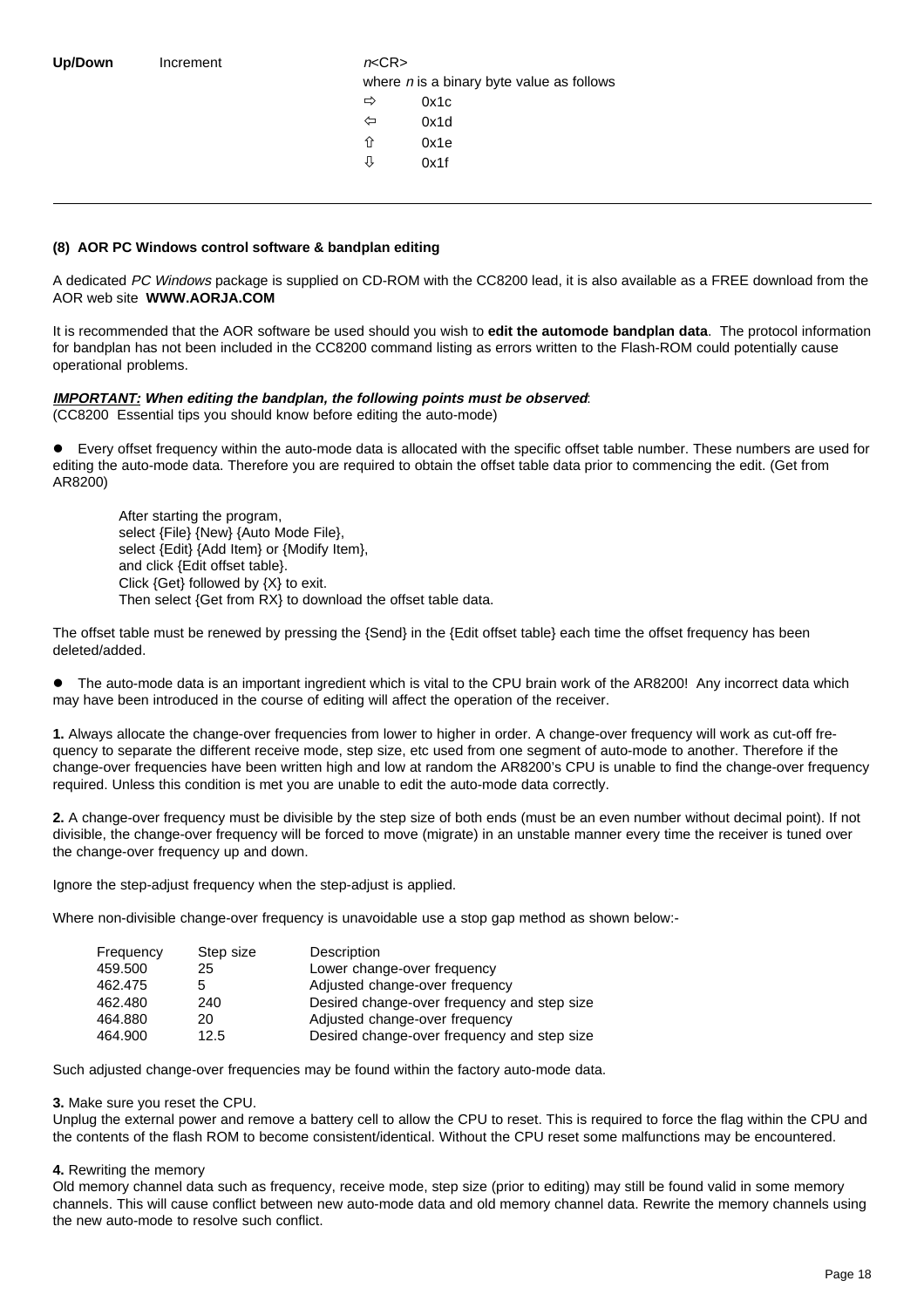| **Up/Down** | Increment | *n*<CR> |
|---|---|---|
| | | where *n* is a binary byte value as follows |
| | | ⇨ 0x1c |
| | | ⇦ 0x1d |
| | | ⇧ 0x1e |
| | | ⇩ 0x1f |

---

**(8) AOR PC Windows control software & bandplan editing**

A dedicated *PC Windows* package is supplied on CD-ROM with the CC8200 lead, it is also available as a FREE download from the AOR web site **WWW.AORJA.COM**

It is recommended that the AOR software be used should you wish to **edit the automode bandplan data**. The protocol information for bandplan has not been included in the CC8200 command listing as errors written to the Flash-ROM could potentially cause operational problems.

***IMPORTANT:* When editing the bandplan, the following points must be observed**:
(CC8200 Essential tips you should know before editing the auto-mode)

- Every offset frequency within the auto-mode data is allocated with the specific offset table number. These numbers are used for editing the auto-mode data. Therefore you are required to obtain the offset table data prior to commencing the edit. (Get from AR8200)

 After starting the program,
 select {File} {New} {Auto Mode File},
 select {Edit} {Add Item} or {Modify Item},
 and click {Edit offset table}.
 Click {Get} followed by {X} to exit.
 Then select {Get from RX} to download the offset table data.

The offset table must be renewed by pressing the {Send} in the {Edit offset table} each time the offset frequency has been deleted/added.

- The auto-mode data is an important ingredient which is vital to the CPU brain work of the AR8200! Any incorrect data which may have been introduced in the course of editing will affect the operation of the receiver.

**1.** Always allocate the change-over frequencies from lower to higher in order. A change-over frequency will work as cut-off frequency to separate the different receive mode, step size, etc used from one segment of auto-mode to another. Therefore if the change-over frequencies have been written high and low at random the AR8200's CPU is unable to find the change-over frequency required. Unless this condition is met you are unable to edit the auto-mode data correctly.

**2.** A change-over frequency must be divisible by the step size of both ends (must be an even number without decimal point). If not divisible, the change-over frequency will be forced to move (migrate) in an unstable manner every time the receiver is tuned over the change-over frequency up and down.

Ignore the step-adjust frequency when the step-adjust is applied.

Where non-divisible change-over frequency is unavoidable use a stop gap method as shown below:-

| Frequency | Step size | Description |
|---|---|---|
| 459.500 | 25 | Lower change-over frequency |
| 462.475 | 5 | Adjusted change-over frequency |
| 462.480 | 240 | Desired change-over frequency and step size |
| 464.880 | 20 | Adjusted change-over frequency |
| 464.900 | 12.5 | Desired change-over frequency and step size |

Such adjusted change-over frequencies may be found within the factory auto-mode data.

**3.** Make sure you reset the CPU.
Unplug the external power and remove a battery cell to allow the CPU to reset. This is required to force the flag within the CPU and the contents of the flash ROM to become consistent/identical. Without the CPU reset some malfunctions may be encountered.

**4.** Rewriting the memory
Old memory channel data such as frequency, receive mode, step size (prior to editing) may still be found valid in some memory channels. This will cause conflict between new auto-mode data and old memory channel data. Rewrite the memory channels using the new auto-mode to resolve such conflict.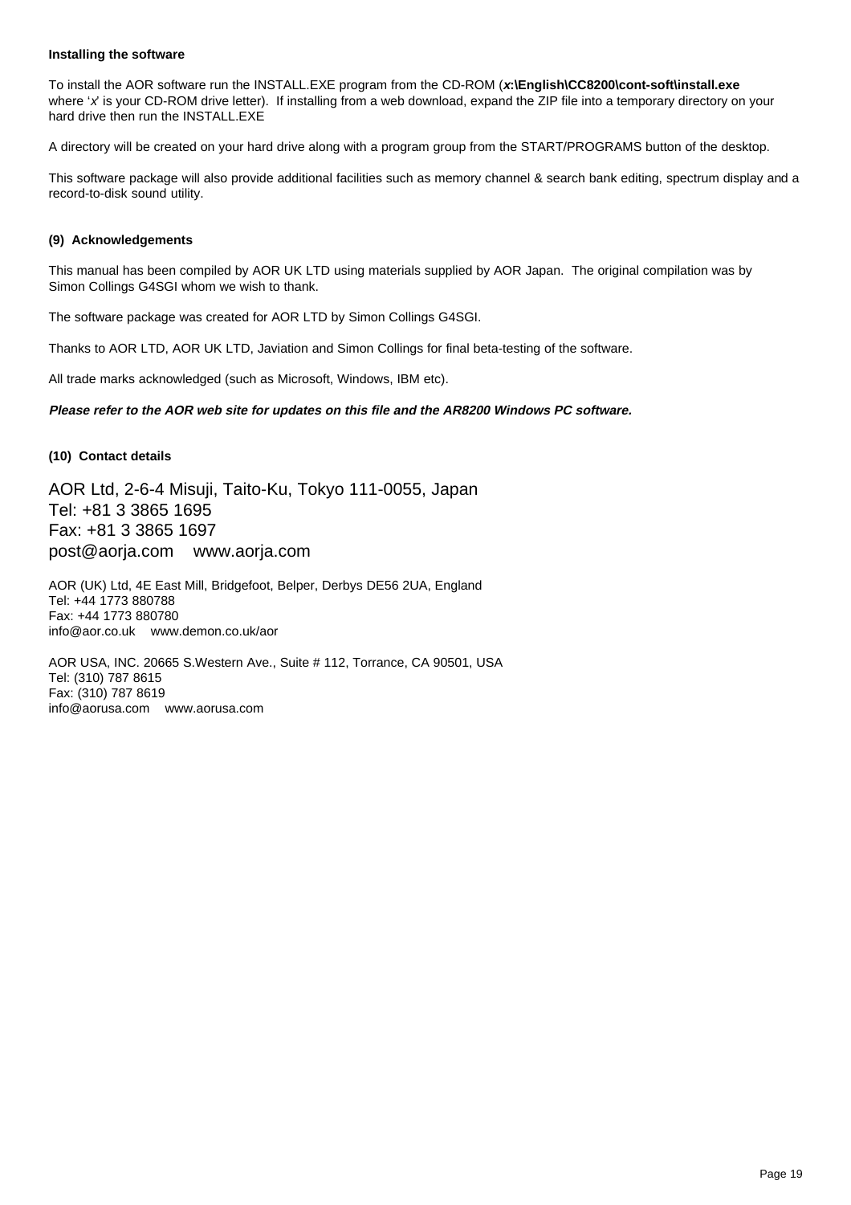**Installing the software**

To install the AOR software run the INSTALL.EXE program from the CD-ROM (***x*:\English\CC8200\cont-soft\install.exe** where '*x*' is your CD-ROM drive letter). If installing from a web download, expand the ZIP file into a temporary directory on your hard drive then run the INSTALL.EXE

A directory will be created on your hard drive along with a program group from the START/PROGRAMS button of the desktop.

This software package will also provide additional facilities such as memory channel & search bank editing, spectrum display and a record-to-disk sound utility.

**(9) Acknowledgements**

This manual has been compiled by AOR UK LTD using materials supplied by AOR Japan. The original compilation was by Simon Collings G4SGI whom we wish to thank.

The software package was created for AOR LTD by Simon Collings G4SGI.

Thanks to AOR LTD, AOR UK LTD, Javiation and Simon Collings for final beta-testing of the software.

All trade marks acknowledged (such as Microsoft, Windows, IBM etc).

***Please refer to the AOR web site for updates on this file and the AR8200 Windows PC software.***

**(10) Contact details**

AOR Ltd, 2-6-4 Misuji, Taito-Ku, Tokyo 111-0055, Japan
Tel: +81 3 3865 1695
Fax: +81 3 3865 1697
post@aorja.com www.aorja.com

AOR (UK) Ltd, 4E East Mill, Bridgefoot, Belper, Derbys DE56 2UA, England
Tel: +44 1773 880788
Fax: +44 1773 880780
info@aor.co.uk www.demon.co.uk/aor

AOR USA, INC. 20665 S.Western Ave., Suite # 112, Torrance, CA 90501, USA
Tel: (310) 787 8615
Fax: (310) 787 8619
info@aorusa.com www.aorusa.com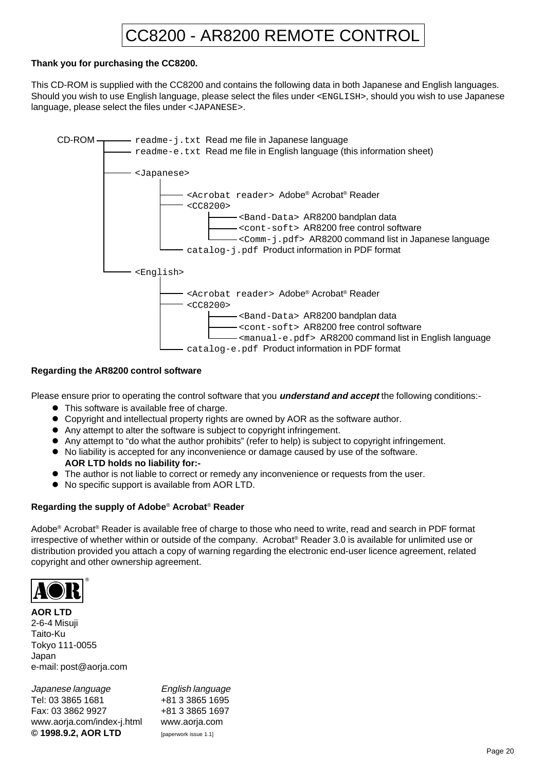# CC8200 - AR8200 REMOTE CONTROL

**Thank you for purchasing the CC8200.**

This CD-ROM is supplied with the CC8200 and contains the following data in both Japanese and English languages. Should you wish to use English language, please select the files under `<ENGLISH>`, should you wish to use Japanese language, please select the files under `<JAPANESE>`.

```
CD-ROM ─┬─ readme-j.txt  Read me file in Japanese language
        ├─ readme-e.txt  Read me file in English language (this information sheet)
        │
        ├─ <Japanese>
        │    ├─ <Acrobat reader>  Adobe® Acrobat® Reader
        │    ├─ <CC8200>
        │    │    ├─ <Band-Data>  AR8200 bandplan data
        │    │    ├─ <cont-soft>  AR8200 free control software
        │    │    └─ <Comm-j.pdf>  AR8200 command list in Japanese language
        │    └─ catalog-j.pdf  Product information in PDF format
        │
        └─ <English>
             ├─ <Acrobat reader>  Adobe® Acrobat® Reader
             ├─ <CC8200>
             │    ├─ <Band-Data>  AR8200 bandplan data
             │    ├─ <cont-soft>  AR8200 free control software
             │    └─ <manual-e.pdf>  AR8200 command list in English language
             └─ catalog-e.pdf  Product information in PDF format
```

**Regarding the AR8200 control software**

Please ensure prior to operating the control software that you ***understand and accept*** the following conditions:-

- This software is available free of charge.
- Copyright and intellectual property rights are owned by AOR as the software author.
- Any attempt to alter the software is subject to copyright infringement.
- Any attempt to "do what the author prohibits" (refer to help) is subject to copyright infringement.
- No liability is accepted for any inconvenience or damage caused by use of the software.
  **AOR LTD holds no liability for:-**
- The author is not liable to correct or remedy any inconvenience or requests from the user.
- No specific support is available from AOR LTD.

**Regarding the supply of Adobe® Acrobat® Reader**

Adobe® Acrobat® Reader is available free of charge to those who need to write, read and search in PDF format irrespective of whether within or outside of the company. Acrobat® Reader 3.0 is available for unlimited use or distribution provided you attach a copy of warning regarding the electronic end-user licence agreement, related copyright and other ownership agreement.

AOR®

**AOR LTD**
2-6-4 Misuji
Taito-Ku
Tokyo 111-0055
Japan
e-mail: post@aorja.com

| *Japanese language* | *English language* |
| --- | --- |
| Tel: 03 3865 1681 | +81 3 3865 1695 |
| Fax: 03 3862 9927 | +81 3 3865 1697 |
| www.aorja.com/index-j.html | www.aorja.com |

**© 1998.9.2, AOR LTD** [paperwork issue 1.1]